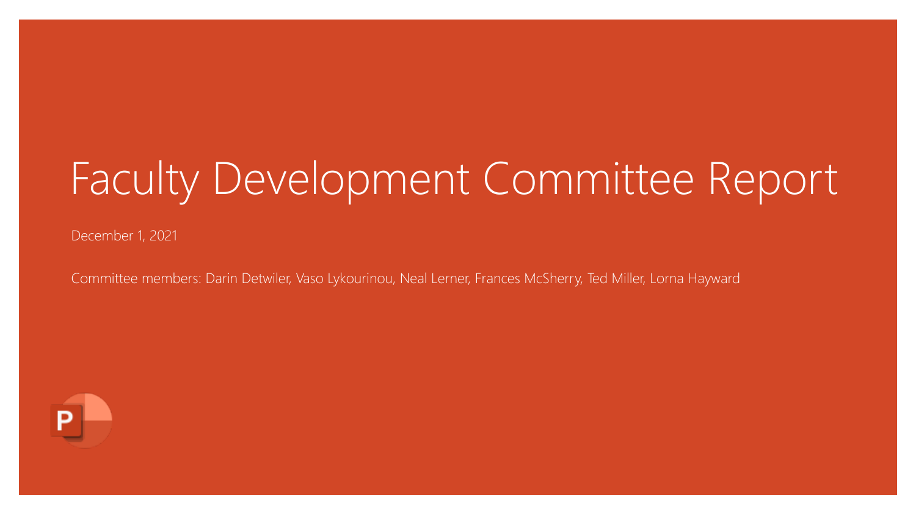# Faculty Development Committee Report

December 1, 2021

Committee members: Darin Detwiler, Vaso Lykourinou, Neal Lerner, Frances McSherry, Ted Miller, Lorna Hayward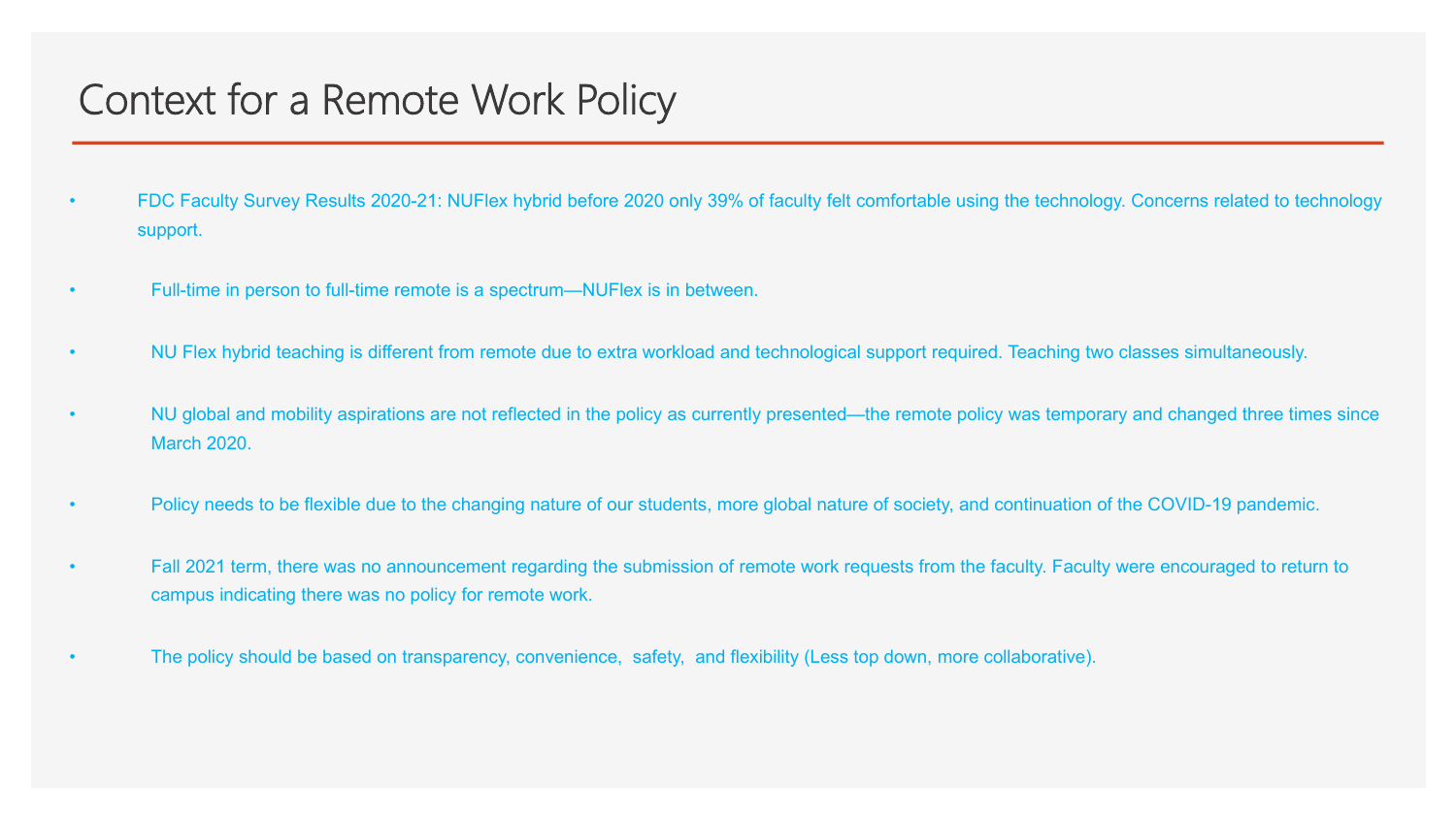# Context for a Remote Work Policy

- FDC Faculty Survey Results 2020-21: NUFlex hybrid before 2020 only 39% of faculty felt comfortable using the technology. Concerns related to technology support.
- Full-time in person to full-time remote is a spectrum—NUFlex is in between.
- NU Flex hybrid teaching is different from remote due to extra workload and technological support required. Teaching two classes simultaneously.
- NU global and mobility aspirations are not reflected in the policy as currently presented—the remote policy was temporary and changed three times since March 2020.
- Policy needs to be flexible due to the changing nature of our students, more global nature of society, and continuation of the COVID-19 pandemic.
- Fall 2021 term, there was no announcement regarding the submission of remote work requests from the faculty. Faculty were encouraged to return to campus indicating there was no policy for remote work.
- The policy should be based on transparency, convenience, safety, and flexibility (Less top down, more collaborative).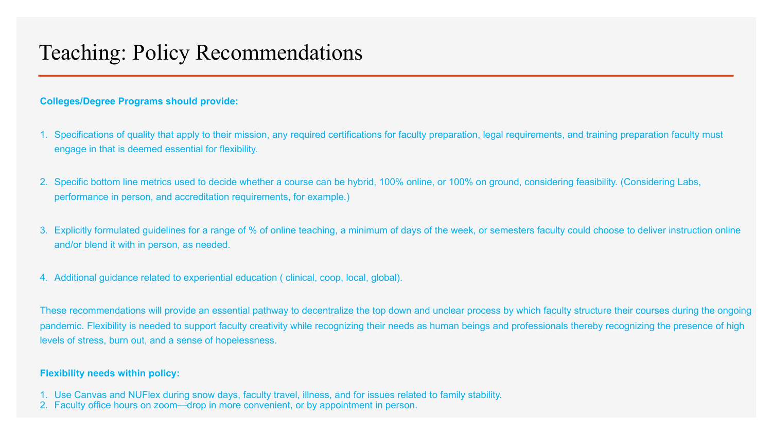# Teaching: Policy Recommendations

**Colleges/Degree Programs should provide:**

1. Specifications of quality that apply to their mission, any required certifications for faculty preparation, legal requirements, and training preparation faculty must engage in that is deemed essential for flexibility.

2. Specific bottom line metrics used to decide whether a course can be hybrid, 100% online, or 100% on ground, considering feasibility. (Considering Labs, performance in person, and accreditation requirements, for example.)

3. Explicitly formulated guidelines for a range of % of online teaching, a minimum of days of the week, or semesters faculty could choose to deliver instruction online and/or blend it with in person, as needed.

4. Additional guidance related to experiential education ( clinical, coop, local, global).

These recommendations will provide an essential pathway to decentralize the top down and unclear process by which faculty structure their courses during the ongoing pandemic. Flexibility is needed to support faculty creativity while recognizing their needs as human beings and professionals thereby recognizing the presence of high levels of stress, burn out, and a sense of hopelessness.

**Flexibility needs within policy:**

1. Use Canvas and NUFlex during snow days, faculty travel, illness, and for issues related to family stability.
2. Faculty office hours on zoom—drop in more convenient, or by appointment in person.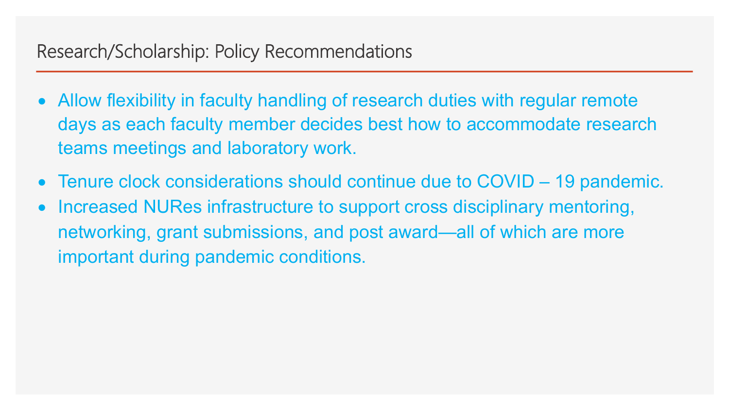## Research/Scholarship: Policy Recommendations

- Allow flexibility in faculty handling of research duties with regular remote days as each faculty member decides best how to accommodate research teams meetings and laboratory work.
- Tenure clock considerations should continue due to COVID – 19 pandemic.
- Increased NURes infrastructure to support cross disciplinary mentoring, networking, grant submissions, and post award—all of which are more important during pandemic conditions.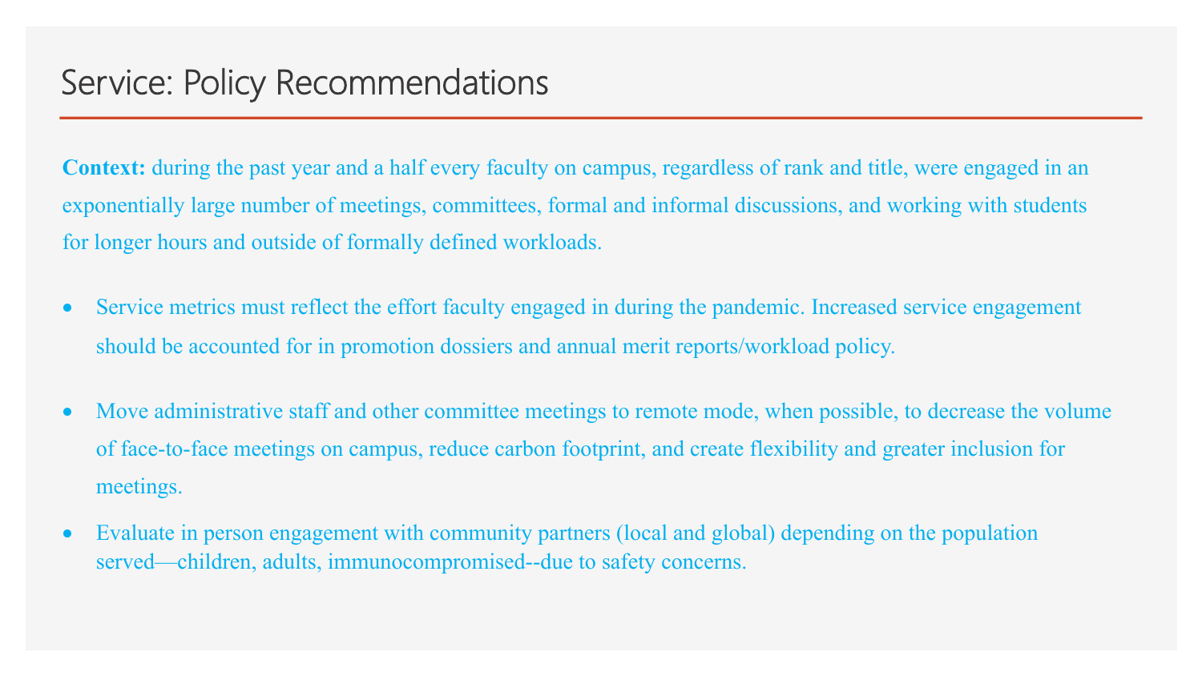# Service: Policy Recommendations

**Context:** during the past year and a half every faculty on campus, regardless of rank and title, were engaged in an exponentially large number of meetings, committees, formal and informal discussions, and working with students for longer hours and outside of formally defined workloads.

- Service metrics must reflect the effort faculty engaged in during the pandemic. Increased service engagement should be accounted for in promotion dossiers and annual merit reports/workload policy.
- Move administrative staff and other committee meetings to remote mode, when possible, to decrease the volume of face-to-face meetings on campus, reduce carbon footprint, and create flexibility and greater inclusion for meetings.
- Evaluate in person engagement with community partners (local and global) depending on the population served—children, adults, immunocompromised--due to safety concerns.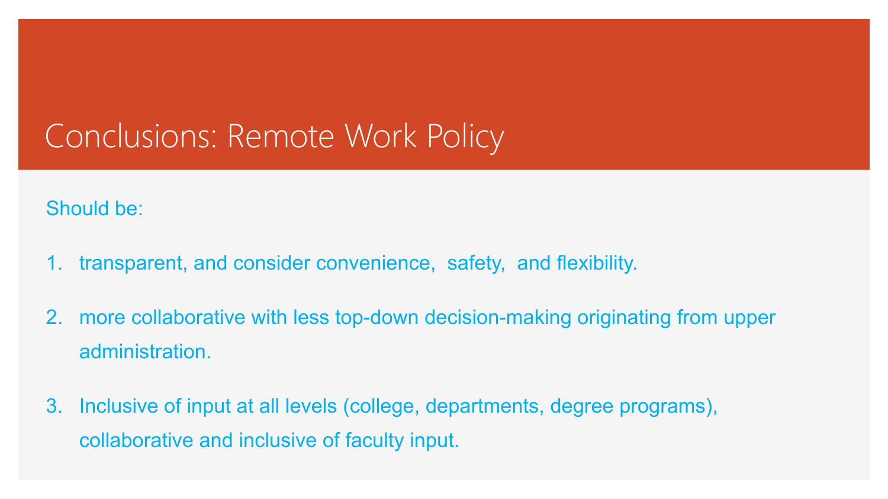# Conclusions: Remote Work Policy

Should be:

1. transparent, and consider convenience, safety, and flexibility.
2. more collaborative with less top-down decision-making originating from upper administration.
3. Inclusive of input at all levels (college, departments, degree programs), collaborative and inclusive of faculty input.